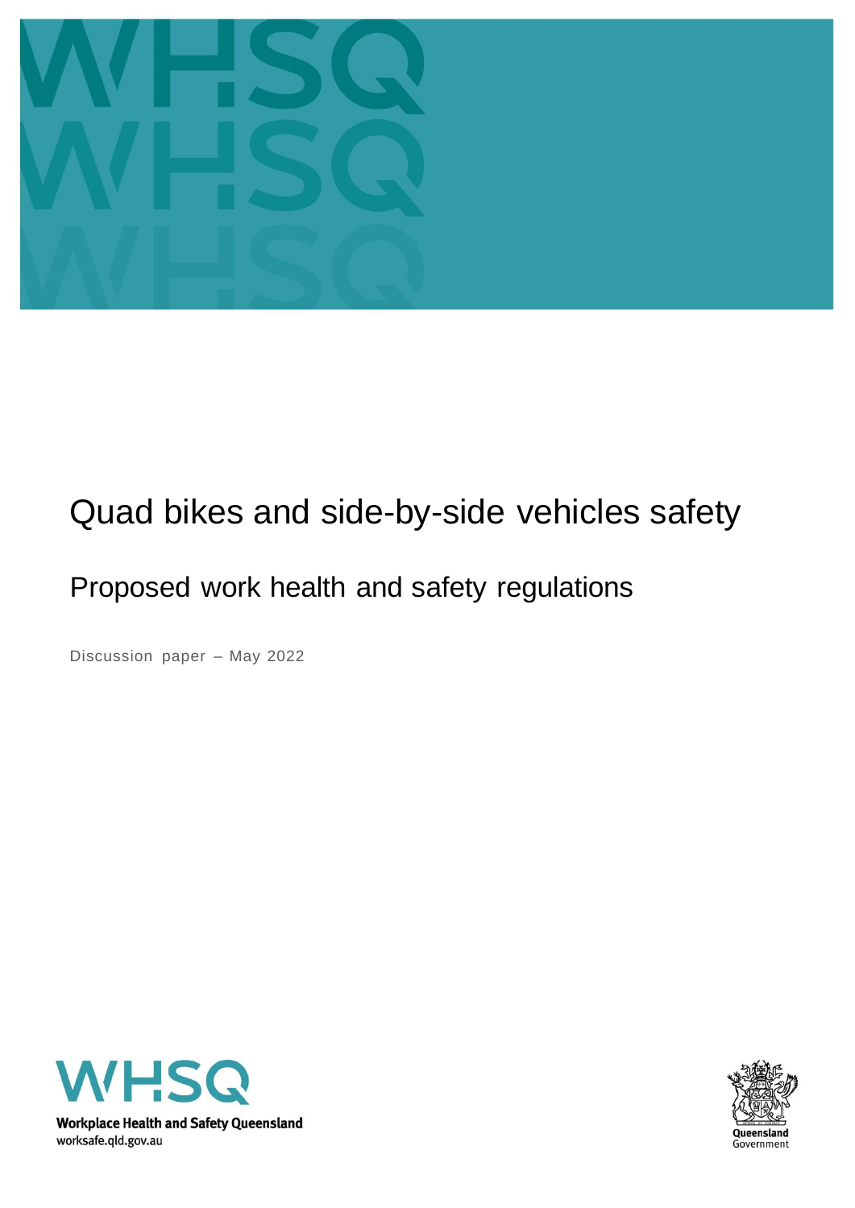# Quad bikes and side-by-side vehicles safety

## Proposed work health and safety regulations

Discussion paper – May 2022

Workplace Health and Safety Queensland
worksafe.qld.gov.au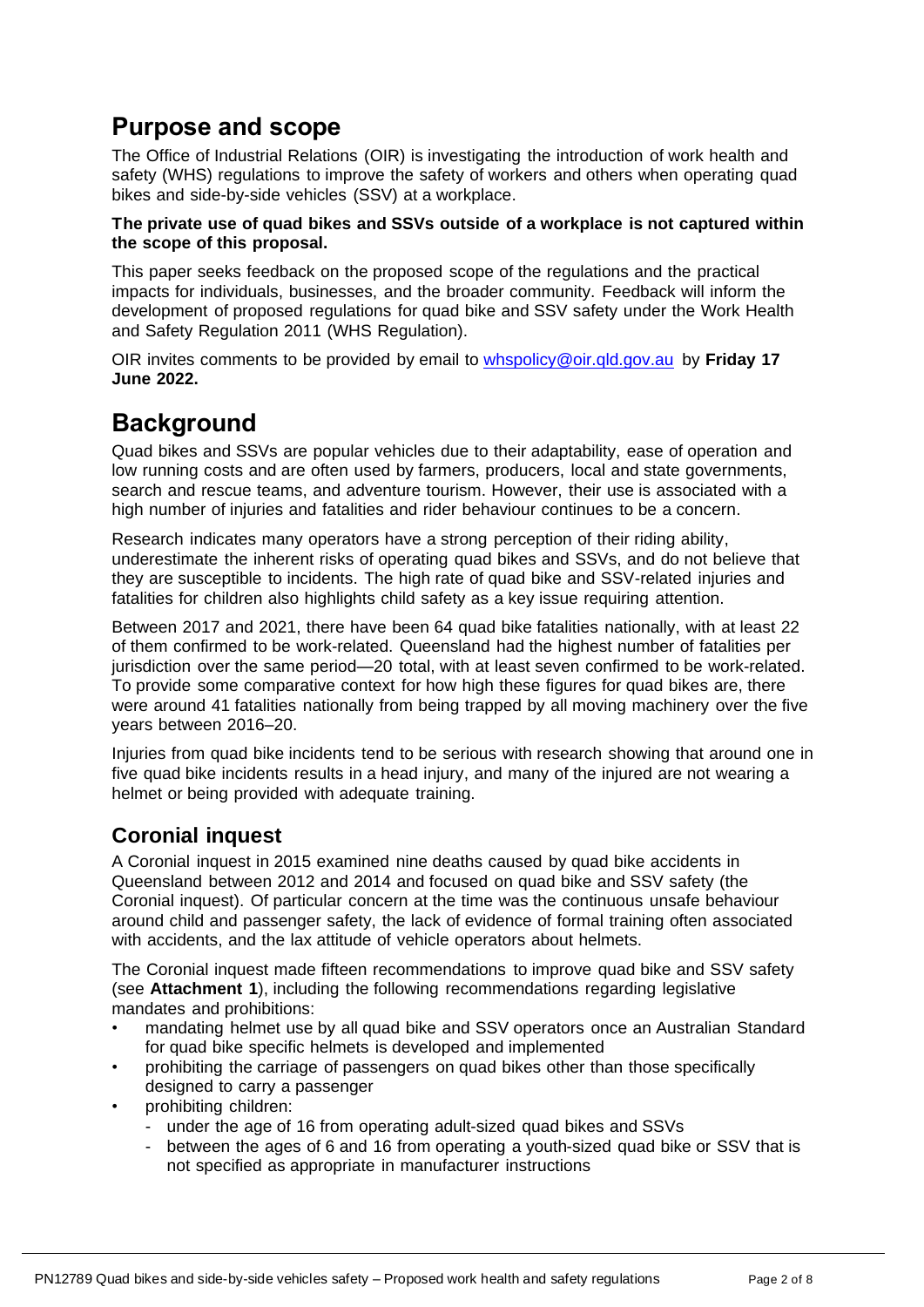# Purpose and scope

The Office of Industrial Relations (OIR) is investigating the introduction of work health and safety (WHS) regulations to improve the safety of workers and others when operating quad bikes and side-by-side vehicles (SSV) at a workplace.

**The private use of quad bikes and SSVs outside of a workplace is not captured within the scope of this proposal.**

This paper seeks feedback on the proposed scope of the regulations and the practical impacts for individuals, businesses, and the broader community. Feedback will inform the development of proposed regulations for quad bike and SSV safety under the Work Health and Safety Regulation 2011 (WHS Regulation).

OIR invites comments to be provided by email to whspolicy@oir.qld.gov.au by **Friday 17 June 2022.**

# Background

Quad bikes and SSVs are popular vehicles due to their adaptability, ease of operation and low running costs and are often used by farmers, producers, local and state governments, search and rescue teams, and adventure tourism. However, their use is associated with a high number of injuries and fatalities and rider behaviour continues to be a concern.

Research indicates many operators have a strong perception of their riding ability, underestimate the inherent risks of operating quad bikes and SSVs, and do not believe that they are susceptible to incidents. The high rate of quad bike and SSV-related injuries and fatalities for children also highlights child safety as a key issue requiring attention.

Between 2017 and 2021, there have been 64 quad bike fatalities nationally, with at least 22 of them confirmed to be work-related. Queensland had the highest number of fatalities per jurisdiction over the same period—20 total, with at least seven confirmed to be work-related. To provide some comparative context for how high these figures for quad bikes are, there were around 41 fatalities nationally from being trapped by all moving machinery over the five years between 2016–20.

Injuries from quad bike incidents tend to be serious with research showing that around one in five quad bike incidents results in a head injury, and many of the injured are not wearing a helmet or being provided with adequate training.

## Coronial inquest

A Coronial inquest in 2015 examined nine deaths caused by quad bike accidents in Queensland between 2012 and 2014 and focused on quad bike and SSV safety (the Coronial inquest). Of particular concern at the time was the continuous unsafe behaviour around child and passenger safety, the lack of evidence of formal training often associated with accidents, and the lax attitude of vehicle operators about helmets.

The Coronial inquest made fifteen recommendations to improve quad bike and SSV safety (see **Attachment 1**), including the following recommendations regarding legislative mandates and prohibitions:

- mandating helmet use by all quad bike and SSV operators once an Australian Standard for quad bike specific helmets is developed and implemented
- prohibiting the carriage of passengers on quad bikes other than those specifically designed to carry a passenger
- prohibiting children:
  - under the age of 16 from operating adult-sized quad bikes and SSVs
  - between the ages of 6 and 16 from operating a youth-sized quad bike or SSV that is not specified as appropriate in manufacturer instructions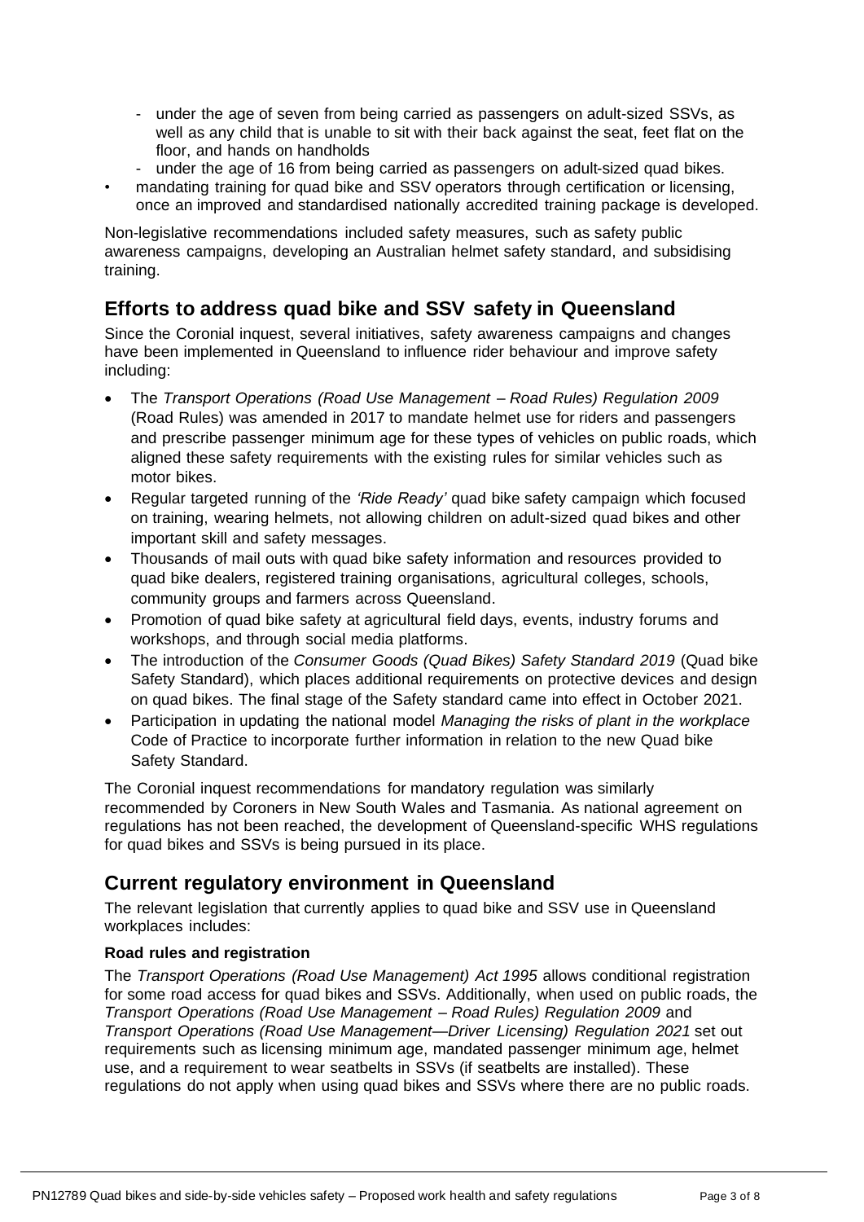- under the age of seven from being carried as passengers on adult-sized SSVs, as well as any child that is unable to sit with their back against the seat, feet flat on the floor, and hands on handholds
  - under the age of 16 from being carried as passengers on adult-sized quad bikes.
- mandating training for quad bike and SSV operators through certification or licensing, once an improved and standardised nationally accredited training package is developed.

Non-legislative recommendations included safety measures, such as safety public awareness campaigns, developing an Australian helmet safety standard, and subsidising training.

## Efforts to address quad bike and SSV safety in Queensland

Since the Coronial inquest, several initiatives, safety awareness campaigns and changes have been implemented in Queensland to influence rider behaviour and improve safety including:

- The *Transport Operations (Road Use Management – Road Rules) Regulation 2009* (Road Rules) was amended in 2017 to mandate helmet use for riders and passengers and prescribe passenger minimum age for these types of vehicles on public roads, which aligned these safety requirements with the existing rules for similar vehicles such as motor bikes.
- Regular targeted running of the *'Ride Ready'* quad bike safety campaign which focused on training, wearing helmets, not allowing children on adult-sized quad bikes and other important skill and safety messages.
- Thousands of mail outs with quad bike safety information and resources provided to quad bike dealers, registered training organisations, agricultural colleges, schools, community groups and farmers across Queensland.
- Promotion of quad bike safety at agricultural field days, events, industry forums and workshops, and through social media platforms.
- The introduction of the *Consumer Goods (Quad Bikes) Safety Standard 2019* (Quad bike Safety Standard), which places additional requirements on protective devices and design on quad bikes. The final stage of the Safety standard came into effect in October 2021.
- Participation in updating the national model *Managing the risks of plant in the workplace* Code of Practice to incorporate further information in relation to the new Quad bike Safety Standard.

The Coronial inquest recommendations for mandatory regulation was similarly recommended by Coroners in New South Wales and Tasmania. As national agreement on regulations has not been reached, the development of Queensland-specific WHS regulations for quad bikes and SSVs is being pursued in its place.

## Current regulatory environment in Queensland

The relevant legislation that currently applies to quad bike and SSV use in Queensland workplaces includes:

**Road rules and registration**

The *Transport Operations (Road Use Management) Act 1995* allows conditional registration for some road access for quad bikes and SSVs. Additionally, when used on public roads, the *Transport Operations (Road Use Management – Road Rules) Regulation 2009* and *Transport Operations (Road Use Management—Driver Licensing) Regulation 2021* set out requirements such as licensing minimum age, mandated passenger minimum age, helmet use, and a requirement to wear seatbelts in SSVs (if seatbelts are installed). These regulations do not apply when using quad bikes and SSVs where there are no public roads.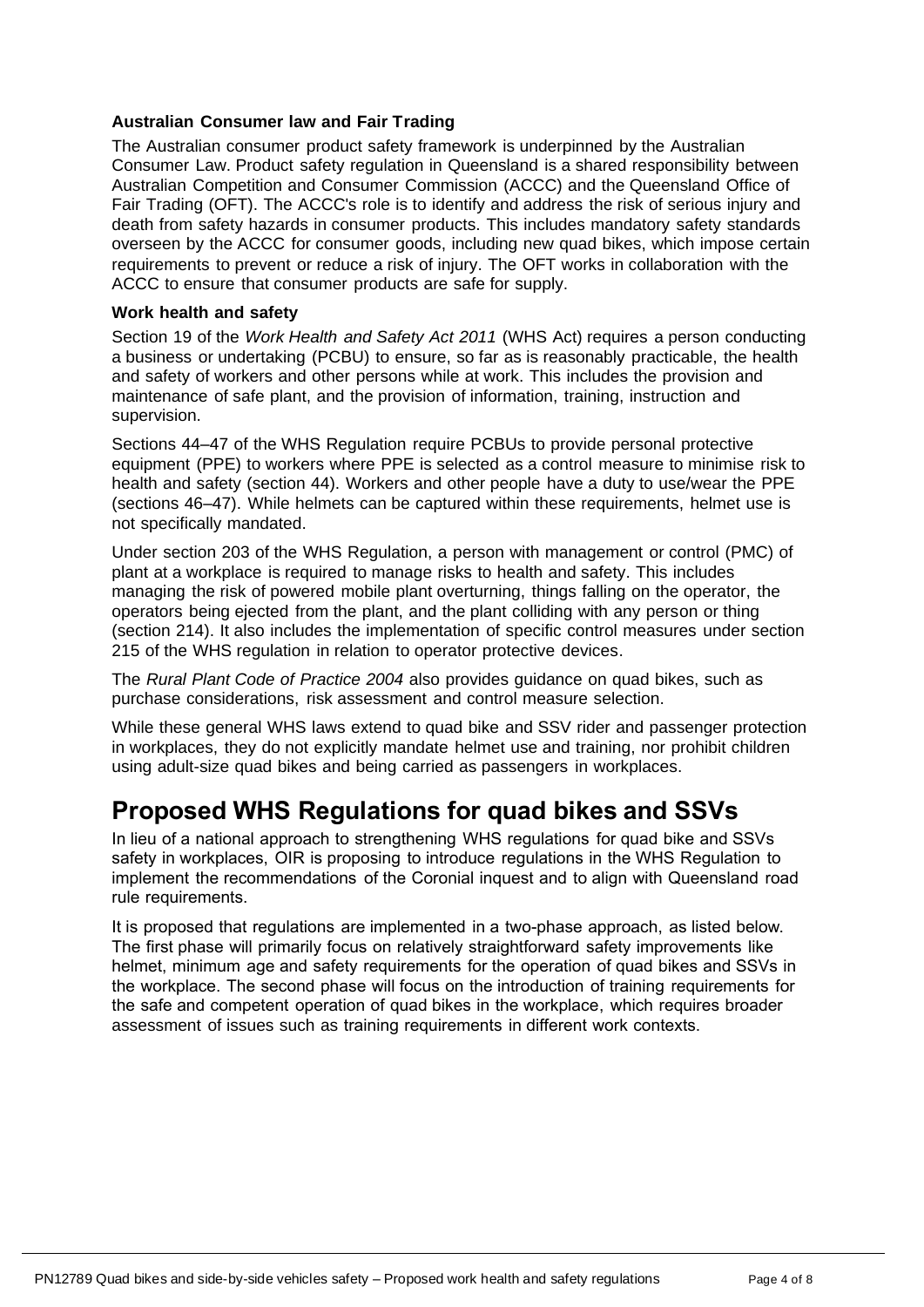### Australian Consumer law and Fair Trading

The Australian consumer product safety framework is underpinned by the Australian Consumer Law. Product safety regulation in Queensland is a shared responsibility between Australian Competition and Consumer Commission (ACCC) and the Queensland Office of Fair Trading (OFT). The ACCC's role is to identify and address the risk of serious injury and death from safety hazards in consumer products. This includes mandatory safety standards overseen by the ACCC for consumer goods, including new quad bikes, which impose certain requirements to prevent or reduce a risk of injury. The OFT works in collaboration with the ACCC to ensure that consumer products are safe for supply.

### Work health and safety

Section 19 of the *Work Health and Safety Act 2011* (WHS Act) requires a person conducting a business or undertaking (PCBU) to ensure, so far as is reasonably practicable, the health and safety of workers and other persons while at work. This includes the provision and maintenance of safe plant, and the provision of information, training, instruction and supervision.

Sections 44–47 of the WHS Regulation require PCBUs to provide personal protective equipment (PPE) to workers where PPE is selected as a control measure to minimise risk to health and safety (section 44). Workers and other people have a duty to use/wear the PPE (sections 46–47). While helmets can be captured within these requirements, helmet use is not specifically mandated.

Under section 203 of the WHS Regulation, a person with management or control (PMC) of plant at a workplace is required to manage risks to health and safety. This includes managing the risk of powered mobile plant overturning, things falling on the operator, the operators being ejected from the plant, and the plant colliding with any person or thing (section 214). It also includes the implementation of specific control measures under section 215 of the WHS regulation in relation to operator protective devices.

The *Rural Plant Code of Practice 2004* also provides guidance on quad bikes, such as purchase considerations, risk assessment and control measure selection.

While these general WHS laws extend to quad bike and SSV rider and passenger protection in workplaces, they do not explicitly mandate helmet use and training, nor prohibit children using adult-size quad bikes and being carried as passengers in workplaces.

## Proposed WHS Regulations for quad bikes and SSVs

In lieu of a national approach to strengthening WHS regulations for quad bike and SSVs safety in workplaces, OIR is proposing to introduce regulations in the WHS Regulation to implement the recommendations of the Coronial inquest and to align with Queensland road rule requirements.

It is proposed that regulations are implemented in a two-phase approach, as listed below. The first phase will primarily focus on relatively straightforward safety improvements like helmet, minimum age and safety requirements for the operation of quad bikes and SSVs in the workplace. The second phase will focus on the introduction of training requirements for the safe and competent operation of quad bikes in the workplace, which requires broader assessment of issues such as training requirements in different work contexts.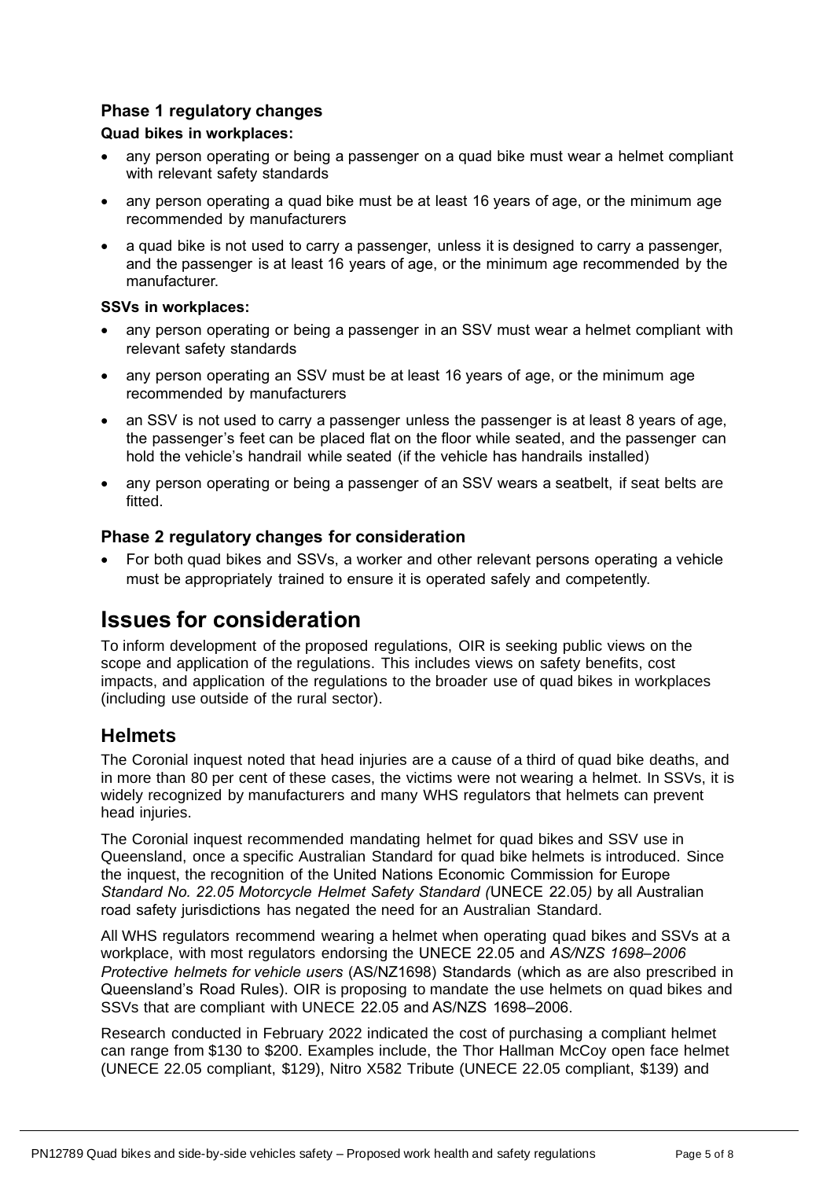### Phase 1 regulatory changes

**Quad bikes in workplaces:**

- any person operating or being a passenger on a quad bike must wear a helmet compliant with relevant safety standards
- any person operating a quad bike must be at least 16 years of age, or the minimum age recommended by manufacturers
- a quad bike is not used to carry a passenger, unless it is designed to carry a passenger, and the passenger is at least 16 years of age, or the minimum age recommended by the manufacturer.

**SSVs in workplaces:**

- any person operating or being a passenger in an SSV must wear a helmet compliant with relevant safety standards
- any person operating an SSV must be at least 16 years of age, or the minimum age recommended by manufacturers
- an SSV is not used to carry a passenger unless the passenger is at least 8 years of age, the passenger's feet can be placed flat on the floor while seated, and the passenger can hold the vehicle's handrail while seated (if the vehicle has handrails installed)
- any person operating or being a passenger of an SSV wears a seatbelt, if seat belts are fitted.

### Phase 2 regulatory changes for consideration

- For both quad bikes and SSVs, a worker and other relevant persons operating a vehicle must be appropriately trained to ensure it is operated safely and competently.

# Issues for consideration

To inform development of the proposed regulations, OIR is seeking public views on the scope and application of the regulations. This includes views on safety benefits, cost impacts, and application of the regulations to the broader use of quad bikes in workplaces (including use outside of the rural sector).

## Helmets

The Coronial inquest noted that head injuries are a cause of a third of quad bike deaths, and in more than 80 per cent of these cases, the victims were not wearing a helmet. In SSVs, it is widely recognized by manufacturers and many WHS regulators that helmets can prevent head injuries.

The Coronial inquest recommended mandating helmet for quad bikes and SSV use in Queensland, once a specific Australian Standard for quad bike helmets is introduced. Since the inquest, the recognition of the United Nations Economic Commission for Europe *Standard No. 22.05 Motorcycle Helmet Safety Standard (*UNECE 22.05*)* by all Australian road safety jurisdictions has negated the need for an Australian Standard.

All WHS regulators recommend wearing a helmet when operating quad bikes and SSVs at a workplace, with most regulators endorsing the UNECE 22.05 and *AS/NZS 1698–2006 Protective helmets for vehicle users* (AS/NZ1698) Standards (which as are also prescribed in Queensland's Road Rules). OIR is proposing to mandate the use helmets on quad bikes and SSVs that are compliant with UNECE 22.05 and AS/NZS 1698–2006.

Research conducted in February 2022 indicated the cost of purchasing a compliant helmet can range from $130 to $200. Examples include, the Thor Hallman McCoy open face helmet (UNECE 22.05 compliant, $129), Nitro X582 Tribute (UNECE 22.05 compliant, $139) and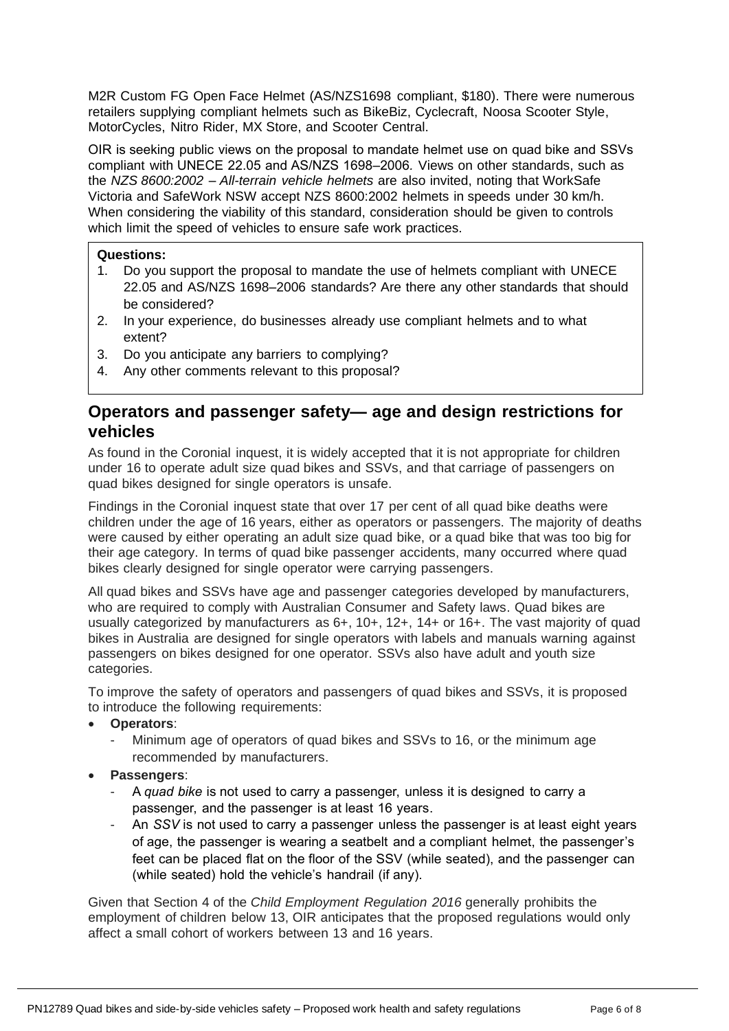M2R Custom FG Open Face Helmet (AS/NZS1698 compliant, $180). There were numerous retailers supplying compliant helmets such as BikeBiz, Cyclecraft, Noosa Scooter Style, MotorCycles, Nitro Rider, MX Store, and Scooter Central.

OIR is seeking public views on the proposal to mandate helmet use on quad bike and SSVs compliant with UNECE 22.05 and AS/NZS 1698–2006. Views on other standards, such as the *NZS 8600:2002 – All-terrain vehicle helmets* are also invited, noting that WorkSafe Victoria and SafeWork NSW accept NZS 8600:2002 helmets in speeds under 30 km/h. When considering the viability of this standard, consideration should be given to controls which limit the speed of vehicles to ensure safe work practices.

**Questions:**

1. Do you support the proposal to mandate the use of helmets compliant with UNECE 22.05 and AS/NZS 1698–2006 standards? Are there any other standards that should be considered?
2. In your experience, do businesses already use compliant helmets and to what extent?
3. Do you anticipate any barriers to complying?
4. Any other comments relevant to this proposal?

## Operators and passenger safety— age and design restrictions for vehicles

As found in the Coronial inquest, it is widely accepted that it is not appropriate for children under 16 to operate adult size quad bikes and SSVs, and that carriage of passengers on quad bikes designed for single operators is unsafe.

Findings in the Coronial inquest state that over 17 per cent of all quad bike deaths were children under the age of 16 years, either as operators or passengers. The majority of deaths were caused by either operating an adult size quad bike, or a quad bike that was too big for their age category. In terms of quad bike passenger accidents, many occurred where quad bikes clearly designed for single operator were carrying passengers.

All quad bikes and SSVs have age and passenger categories developed by manufacturers, who are required to comply with Australian Consumer and Safety laws. Quad bikes are usually categorized by manufacturers as 6+, 10+, 12+, 14+ or 16+. The vast majority of quad bikes in Australia are designed for single operators with labels and manuals warning against passengers on bikes designed for one operator. SSVs also have adult and youth size categories.

To improve the safety of operators and passengers of quad bikes and SSVs, it is proposed to introduce the following requirements:

- **Operators**:
  - Minimum age of operators of quad bikes and SSVs to 16, or the minimum age recommended by manufacturers.
- **Passengers**:
  - A *quad bike* is not used to carry a passenger, unless it is designed to carry a passenger, and the passenger is at least 16 years.
  - An *SSV* is not used to carry a passenger unless the passenger is at least eight years of age, the passenger is wearing a seatbelt and a compliant helmet, the passenger's feet can be placed flat on the floor of the SSV (while seated), and the passenger can (while seated) hold the vehicle's handrail (if any).

Given that Section 4 of the *Child Employment Regulation 2016* generally prohibits the employment of children below 13, OIR anticipates that the proposed regulations would only affect a small cohort of workers between 13 and 16 years.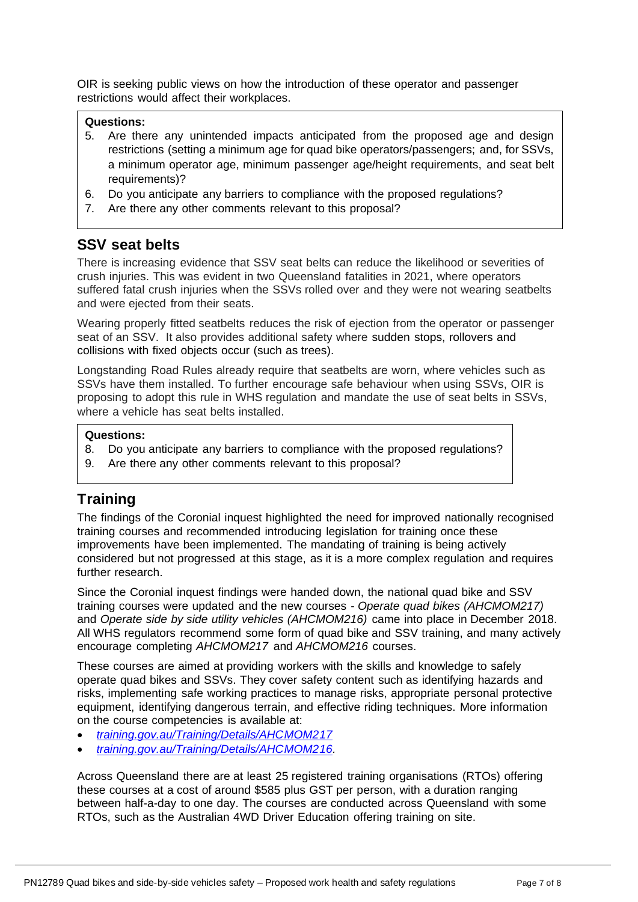OIR is seeking public views on how the introduction of these operator and passenger restrictions would affect their workplaces.

**Questions:**

5. Are there any unintended impacts anticipated from the proposed age and design restrictions (setting a minimum age for quad bike operators/passengers; and, for SSVs, a minimum operator age, minimum passenger age/height requirements, and seat belt requirements)?
6. Do you anticipate any barriers to compliance with the proposed regulations?
7. Are there any other comments relevant to this proposal?

## SSV seat belts

There is increasing evidence that SSV seat belts can reduce the likelihood or severities of crush injuries. This was evident in two Queensland fatalities in 2021, where operators suffered fatal crush injuries when the SSVs rolled over and they were not wearing seatbelts and were ejected from their seats.

Wearing properly fitted seatbelts reduces the risk of ejection from the operator or passenger seat of an SSV. It also provides additional safety where sudden stops, rollovers and collisions with fixed objects occur (such as trees).

Longstanding Road Rules already require that seatbelts are worn, where vehicles such as SSVs have them installed. To further encourage safe behaviour when using SSVs, OIR is proposing to adopt this rule in WHS regulation and mandate the use of seat belts in SSVs, where a vehicle has seat belts installed.

**Questions:**

8. Do you anticipate any barriers to compliance with the proposed regulations?
9. Are there any other comments relevant to this proposal?

## Training

The findings of the Coronial inquest highlighted the need for improved nationally recognised training courses and recommended introducing legislation for training once these improvements have been implemented. The mandating of training is being actively considered but not progressed at this stage, as it is a more complex regulation and requires further research.

Since the Coronial inquest findings were handed down, the national quad bike and SSV training courses were updated and the new courses - *Operate quad bikes (AHCMOM217)* and *Operate side by side utility vehicles (AHCMOM216)* came into place in December 2018. All WHS regulators recommend some form of quad bike and SSV training, and many actively encourage completing *AHCMOM217* and *AHCMOM216* courses.

These courses are aimed at providing workers with the skills and knowledge to safely operate quad bikes and SSVs. They cover safety content such as identifying hazards and risks, implementing safe working practices to manage risks, appropriate personal protective equipment, identifying dangerous terrain, and effective riding techniques. More information on the course competencies is available at:

- *training.gov.au/Training/Details/AHCMOM217*
- *training.gov.au/Training/Details/AHCMOM216*.

Across Queensland there are at least 25 registered training organisations (RTOs) offering these courses at a cost of around $585 plus GST per person, with a duration ranging between half-a-day to one day. The courses are conducted across Queensland with some RTOs, such as the Australian 4WD Driver Education offering training on site.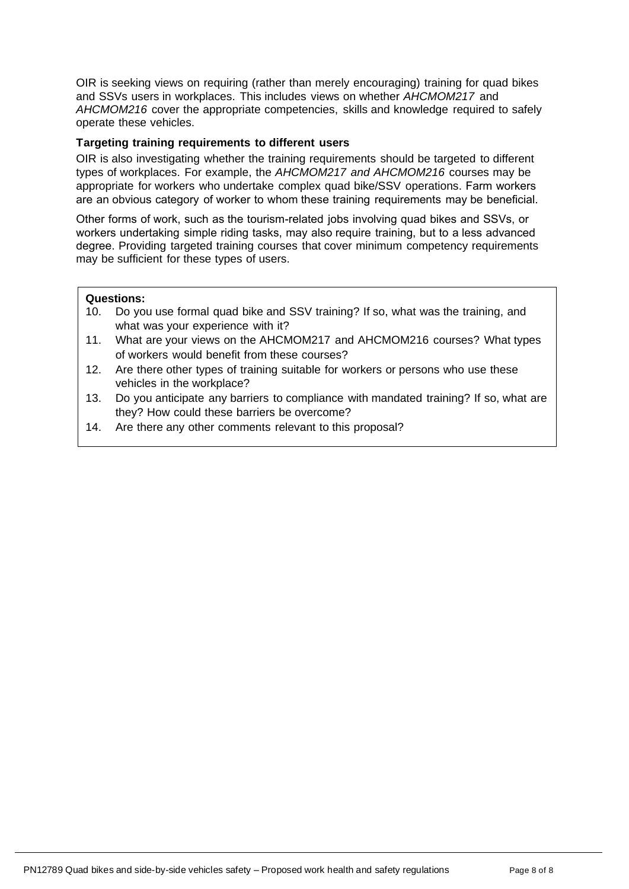OIR is seeking views on requiring (rather than merely encouraging) training for quad bikes and SSVs users in workplaces. This includes views on whether *AHCMOM217* and *AHCMOM216* cover the appropriate competencies, skills and knowledge required to safely operate these vehicles.

**Targeting training requirements to different users**

OIR is also investigating whether the training requirements should be targeted to different types of workplaces. For example, the *AHCMOM217 and AHCMOM216* courses may be appropriate for workers who undertake complex quad bike/SSV operations. Farm workers are an obvious category of worker to whom these training requirements may be beneficial.

Other forms of work, such as the tourism-related jobs involving quad bikes and SSVs, or workers undertaking simple riding tasks, may also require training, but to a less advanced degree. Providing targeted training courses that cover minimum competency requirements may be sufficient for these types of users.

**Questions:**

10. Do you use formal quad bike and SSV training? If so, what was the training, and what was your experience with it?
11. What are your views on the AHCMOM217 and AHCMOM216 courses? What types of workers would benefit from these courses?
12. Are there other types of training suitable for workers or persons who use these vehicles in the workplace?
13. Do you anticipate any barriers to compliance with mandated training? If so, what are they? How could these barriers be overcome?
14. Are there any other comments relevant to this proposal?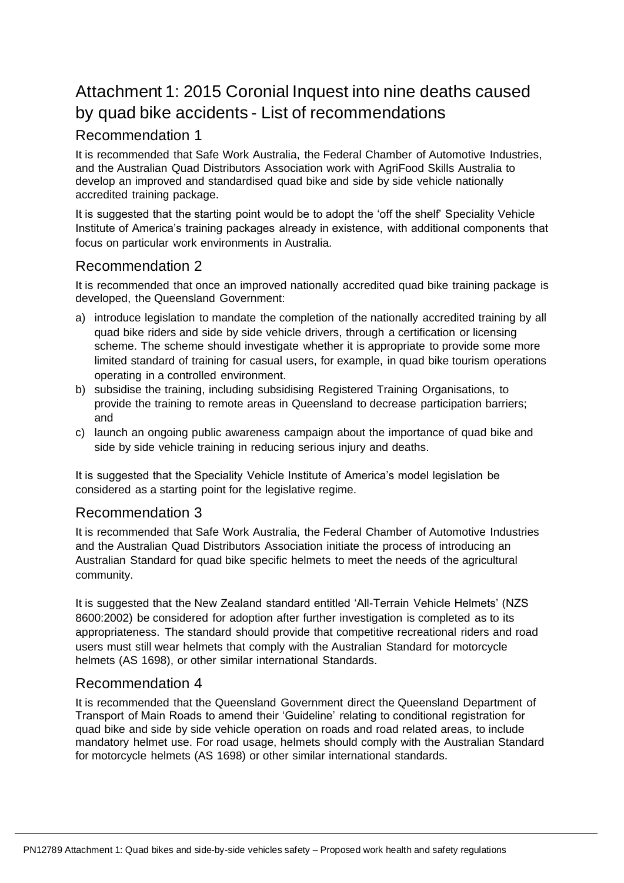# Attachment 1: 2015 Coronial Inquest into nine deaths caused by quad bike accidents - List of recommendations

## Recommendation 1

It is recommended that Safe Work Australia, the Federal Chamber of Automotive Industries, and the Australian Quad Distributors Association work with AgriFood Skills Australia to develop an improved and standardised quad bike and side by side vehicle nationally accredited training package.

It is suggested that the starting point would be to adopt the 'off the shelf' Speciality Vehicle Institute of America's training packages already in existence, with additional components that focus on particular work environments in Australia.

## Recommendation 2

It is recommended that once an improved nationally accredited quad bike training package is developed, the Queensland Government:

a) introduce legislation to mandate the completion of the nationally accredited training by all quad bike riders and side by side vehicle drivers, through a certification or licensing scheme. The scheme should investigate whether it is appropriate to provide some more limited standard of training for casual users, for example, in quad bike tourism operations operating in a controlled environment.
b) subsidise the training, including subsidising Registered Training Organisations, to provide the training to remote areas in Queensland to decrease participation barriers; and
c) launch an ongoing public awareness campaign about the importance of quad bike and side by side vehicle training in reducing serious injury and deaths.

It is suggested that the Speciality Vehicle Institute of America's model legislation be considered as a starting point for the legislative regime.

## Recommendation 3

It is recommended that Safe Work Australia, the Federal Chamber of Automotive Industries and the Australian Quad Distributors Association initiate the process of introducing an Australian Standard for quad bike specific helmets to meet the needs of the agricultural community.

It is suggested that the New Zealand standard entitled 'All-Terrain Vehicle Helmets' (NZS 8600:2002) be considered for adoption after further investigation is completed as to its appropriateness. The standard should provide that competitive recreational riders and road users must still wear helmets that comply with the Australian Standard for motorcycle helmets (AS 1698), or other similar international Standards.

## Recommendation 4

It is recommended that the Queensland Government direct the Queensland Department of Transport of Main Roads to amend their 'Guideline' relating to conditional registration for quad bike and side by side vehicle operation on roads and road related areas, to include mandatory helmet use. For road usage, helmets should comply with the Australian Standard for motorcycle helmets (AS 1698) or other similar international standards.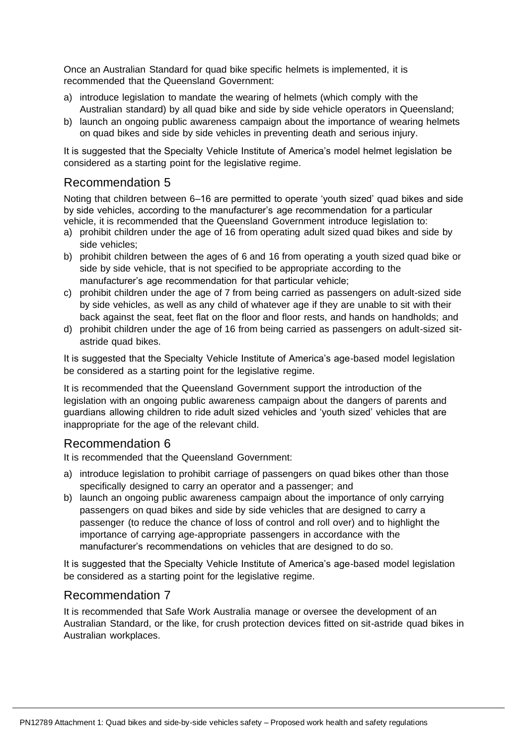Once an Australian Standard for quad bike specific helmets is implemented, it is recommended that the Queensland Government:

a) introduce legislation to mandate the wearing of helmets (which comply with the Australian standard) by all quad bike and side by side vehicle operators in Queensland;
b) launch an ongoing public awareness campaign about the importance of wearing helmets on quad bikes and side by side vehicles in preventing death and serious injury.

It is suggested that the Specialty Vehicle Institute of America's model helmet legislation be considered as a starting point for the legislative regime.

## Recommendation 5

Noting that children between 6–16 are permitted to operate 'youth sized' quad bikes and side by side vehicles, according to the manufacturer's age recommendation for a particular vehicle, it is recommended that the Queensland Government introduce legislation to:

a) prohibit children under the age of 16 from operating adult sized quad bikes and side by side vehicles;
b) prohibit children between the ages of 6 and 16 from operating a youth sized quad bike or side by side vehicle, that is not specified to be appropriate according to the manufacturer's age recommendation for that particular vehicle;
c) prohibit children under the age of 7 from being carried as passengers on adult-sized side by side vehicles, as well as any child of whatever age if they are unable to sit with their back against the seat, feet flat on the floor and floor rests, and hands on handholds; and
d) prohibit children under the age of 16 from being carried as passengers on adult-sized sit-astride quad bikes.

It is suggested that the Specialty Vehicle Institute of America's age-based model legislation be considered as a starting point for the legislative regime.

It is recommended that the Queensland Government support the introduction of the legislation with an ongoing public awareness campaign about the dangers of parents and guardians allowing children to ride adult sized vehicles and 'youth sized' vehicles that are inappropriate for the age of the relevant child.

## Recommendation 6

It is recommended that the Queensland Government:

a) introduce legislation to prohibit carriage of passengers on quad bikes other than those specifically designed to carry an operator and a passenger; and
b) launch an ongoing public awareness campaign about the importance of only carrying passengers on quad bikes and side by side vehicles that are designed to carry a passenger (to reduce the chance of loss of control and roll over) and to highlight the importance of carrying age-appropriate passengers in accordance with the manufacturer's recommendations on vehicles that are designed to do so.

It is suggested that the Specialty Vehicle Institute of America's age-based model legislation be considered as a starting point for the legislative regime.

## Recommendation 7

It is recommended that Safe Work Australia manage or oversee the development of an Australian Standard, or the like, for crush protection devices fitted on sit-astride quad bikes in Australian workplaces.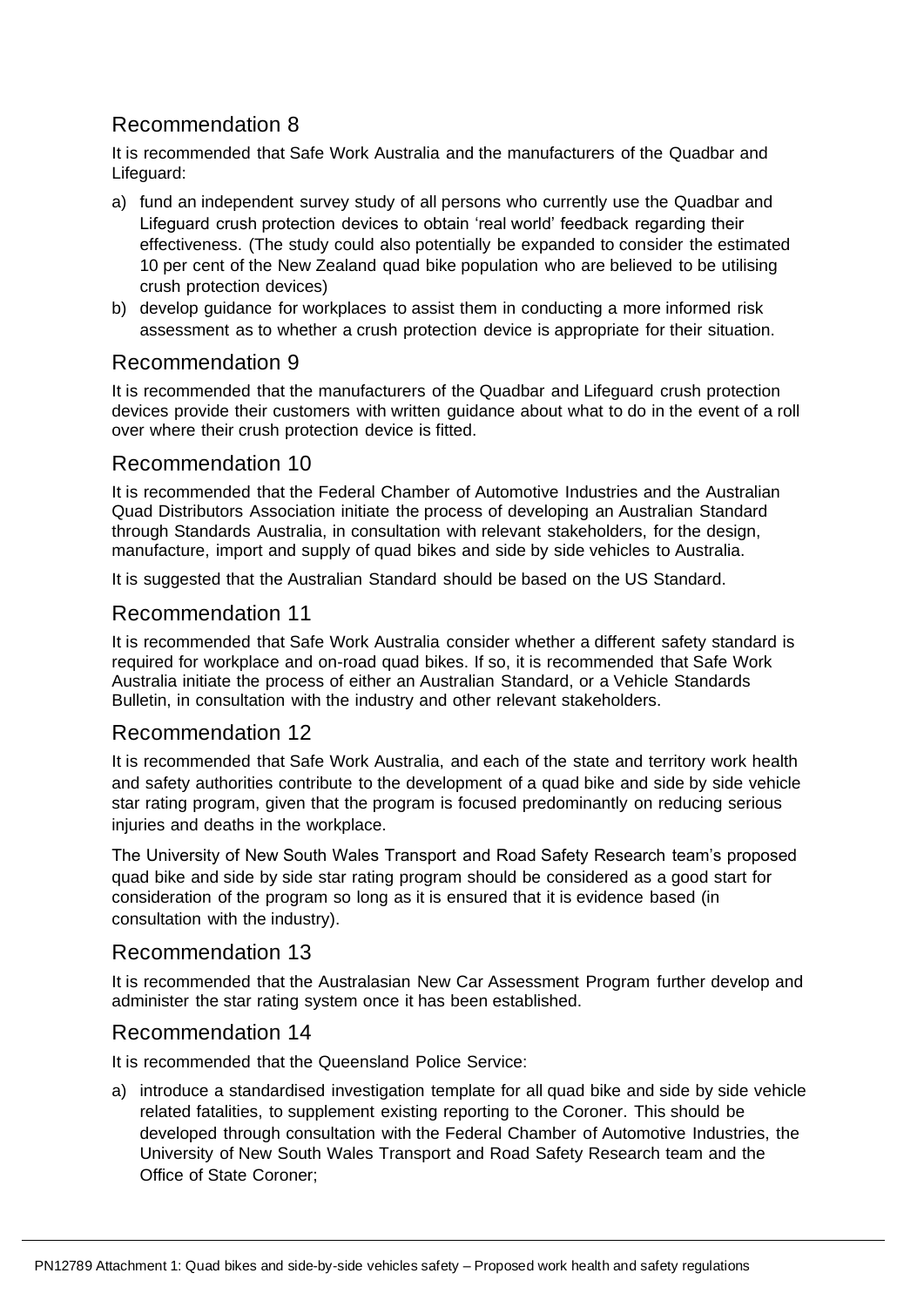## Recommendation 8

It is recommended that Safe Work Australia and the manufacturers of the Quadbar and Lifeguard:

a) fund an independent survey study of all persons who currently use the Quadbar and Lifeguard crush protection devices to obtain 'real world' feedback regarding their effectiveness. (The study could also potentially be expanded to consider the estimated 10 per cent of the New Zealand quad bike population who are believed to be utilising crush protection devices)
b) develop guidance for workplaces to assist them in conducting a more informed risk assessment as to whether a crush protection device is appropriate for their situation.

## Recommendation 9

It is recommended that the manufacturers of the Quadbar and Lifeguard crush protection devices provide their customers with written guidance about what to do in the event of a roll over where their crush protection device is fitted.

## Recommendation 10

It is recommended that the Federal Chamber of Automotive Industries and the Australian Quad Distributors Association initiate the process of developing an Australian Standard through Standards Australia, in consultation with relevant stakeholders, for the design, manufacture, import and supply of quad bikes and side by side vehicles to Australia.

It is suggested that the Australian Standard should be based on the US Standard.

## Recommendation 11

It is recommended that Safe Work Australia consider whether a different safety standard is required for workplace and on-road quad bikes. If so, it is recommended that Safe Work Australia initiate the process of either an Australian Standard, or a Vehicle Standards Bulletin, in consultation with the industry and other relevant stakeholders.

## Recommendation 12

It is recommended that Safe Work Australia, and each of the state and territory work health and safety authorities contribute to the development of a quad bike and side by side vehicle star rating program, given that the program is focused predominantly on reducing serious injuries and deaths in the workplace.

The University of New South Wales Transport and Road Safety Research team's proposed quad bike and side by side star rating program should be considered as a good start for consideration of the program so long as it is ensured that it is evidence based (in consultation with the industry).

## Recommendation 13

It is recommended that the Australasian New Car Assessment Program further develop and administer the star rating system once it has been established.

## Recommendation 14

It is recommended that the Queensland Police Service:

a) introduce a standardised investigation template for all quad bike and side by side vehicle related fatalities, to supplement existing reporting to the Coroner. This should be developed through consultation with the Federal Chamber of Automotive Industries, the University of New South Wales Transport and Road Safety Research team and the Office of State Coroner;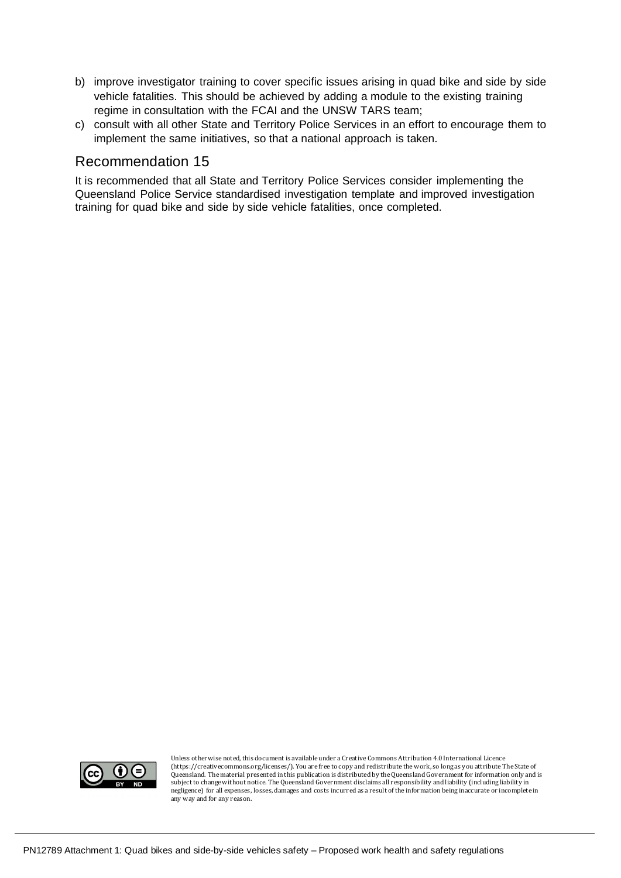b) improve investigator training to cover specific issues arising in quad bike and side by side vehicle fatalities. This should be achieved by adding a module to the existing training regime in consultation with the FCAI and the UNSW TARS team;
c) consult with all other State and Territory Police Services in an effort to encourage them to implement the same initiatives, so that a national approach is taken.

## Recommendation 15

It is recommended that all State and Territory Police Services consider implementing the Queensland Police Service standardised investigation template and improved investigation training for quad bike and side by side vehicle fatalities, once completed.

Unless otherwise noted, this document is available under a Creative Commons Attribution 4.0 International Licence (https://creativecommons.org/licenses/). You are free to copy and redistribute the work, so long as you attribute The State of Queensland. The material presented in this publication is distributed by the Queensland Government for information only and is subject to change without notice. The Queensland Government disclaims all responsibility and liability (including liability in negligence) for all expenses, losses, damages and costs incurred as a result of the information being inaccurate or incomplete in any way and for any reason.